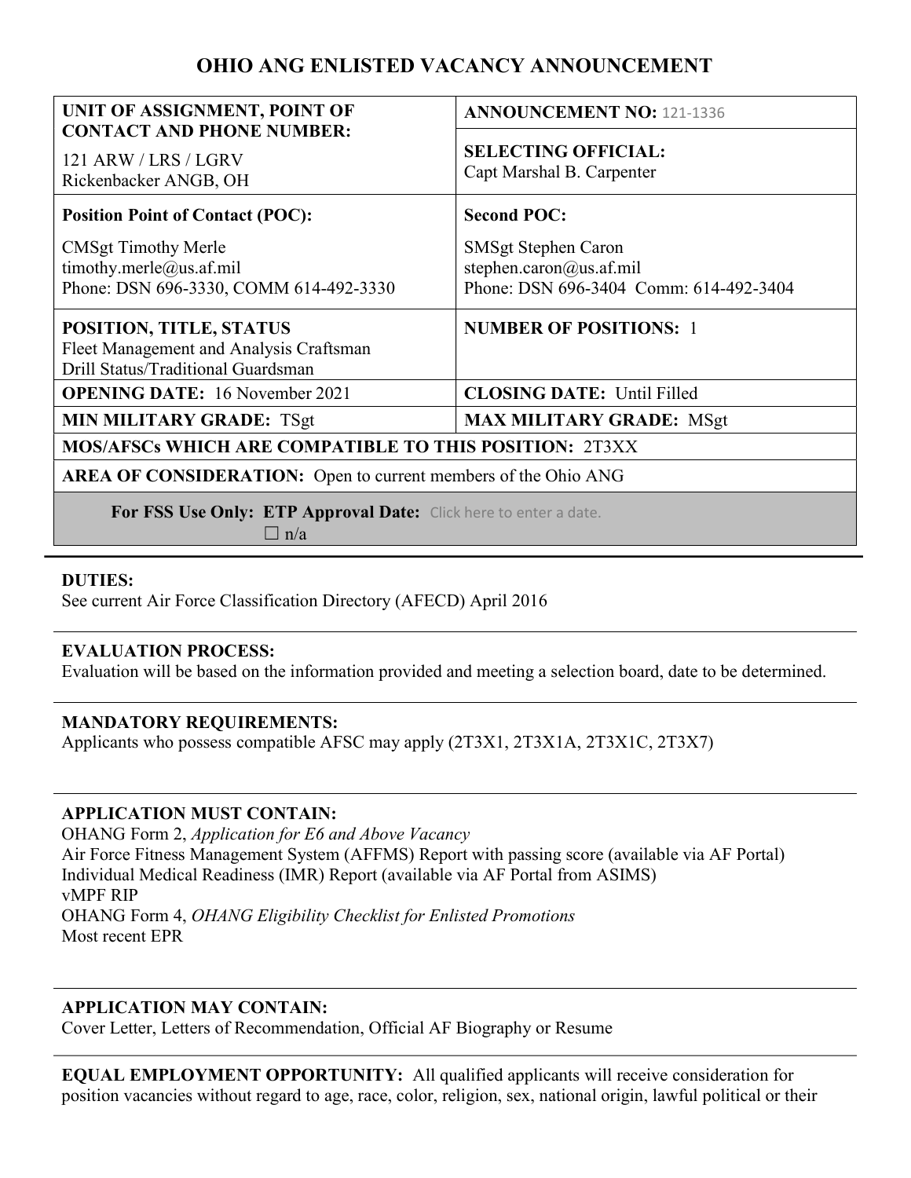# OHIO ANG ENLISTED VACANCY ANNOUNCEMENT

| **UNIT OF ASSIGNMENT, POINT OF CONTACT AND PHONE NUMBER:**<br>121 ARW / LRS / LGRV<br>Rickenbacker ANGB, OH | **ANNOUNCEMENT NO:** 121-1336<br>**SELECTING OFFICIAL:**<br>Capt Marshal B. Carpenter |
|---|---|
| **Position Point of Contact (POC):**<br>CMSgt Timothy Merle<br>timothy.merle@us.af.mil<br>Phone: DSN 696-3330, COMM 614-492-3330 | **Second POC:**<br>SMSgt Stephen Caron<br>stephen.caron@us.af.mil<br>Phone: DSN 696-3404 Comm: 614-492-3404 |
| **POSITION, TITLE, STATUS**<br>Fleet Management and Analysis Craftsman<br>Drill Status/Traditional Guardsman | **NUMBER OF POSITIONS:** 1 |
| **OPENING DATE:** 16 November 2021 | **CLOSING DATE:** Until Filled |
| **MIN MILITARY GRADE:** TSgt | **MAX MILITARY GRADE:** MSgt |
| **MOS/AFSCs WHICH ARE COMPATIBLE TO THIS POSITION:** 2T3XX | |
| **AREA OF CONSIDERATION:** Open to current members of the Ohio ANG | |
| **For FSS Use Only: ETP Approval Date:** Click here to enter a date.<br>☐ n/a | |

**DUTIES:**
See current Air Force Classification Directory (AFECD) April 2016

**EVALUATION PROCESS:**
Evaluation will be based on the information provided and meeting a selection board, date to be determined.

**MANDATORY REQUIREMENTS:**
Applicants who possess compatible AFSC may apply (2T3X1, 2T3X1A, 2T3X1C, 2T3X7)

**APPLICATION MUST CONTAIN:**
OHANG Form 2, *Application for E6 and Above Vacancy*
Air Force Fitness Management System (AFFMS) Report with passing score (available via AF Portal)
Individual Medical Readiness (IMR) Report (available via AF Portal from ASIMS)
vMPF RIP
OHANG Form 4, *OHANG Eligibility Checklist for Enlisted Promotions*
Most recent EPR

**APPLICATION MAY CONTAIN:**
Cover Letter, Letters of Recommendation, Official AF Biography or Resume

**EQUAL EMPLOYMENT OPPORTUNITY:** All qualified applicants will receive consideration for position vacancies without regard to age, race, color, religion, sex, national origin, lawful political or their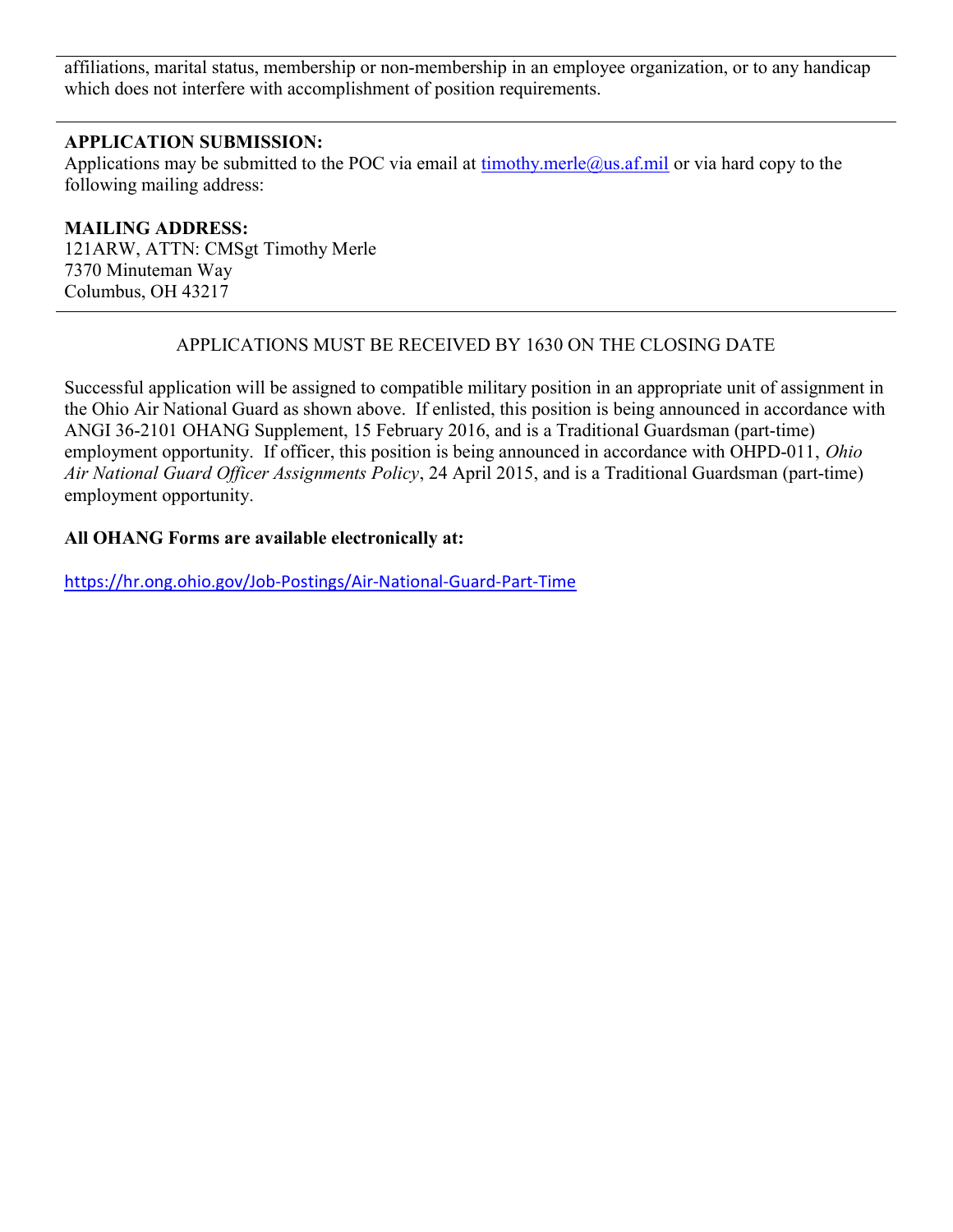affiliations, marital status, membership or non-membership in an employee organization, or to any handicap which does not interfere with accomplishment of position requirements.

**APPLICATION SUBMISSION:**
Applications may be submitted to the POC via email at timothy.merle@us.af.mil or via hard copy to the following mailing address:

**MAILING ADDRESS:**
121ARW, ATTN: CMSgt Timothy Merle
7370 Minuteman Way
Columbus, OH 43217

APPLICATIONS MUST BE RECEIVED BY 1630 ON THE CLOSING DATE

Successful application will be assigned to compatible military position in an appropriate unit of assignment in the Ohio Air National Guard as shown above. If enlisted, this position is being announced in accordance with ANGI 36-2101 OHANG Supplement, 15 February 2016, and is a Traditional Guardsman (part-time) employment opportunity. If officer, this position is being announced in accordance with OHPD-011, *Ohio Air National Guard Officer Assignments Policy*, 24 April 2015, and is a Traditional Guardsman (part-time) employment opportunity.

**All OHANG Forms are available electronically at:**

https://hr.ong.ohio.gov/Job-Postings/Air-National-Guard-Part-Time